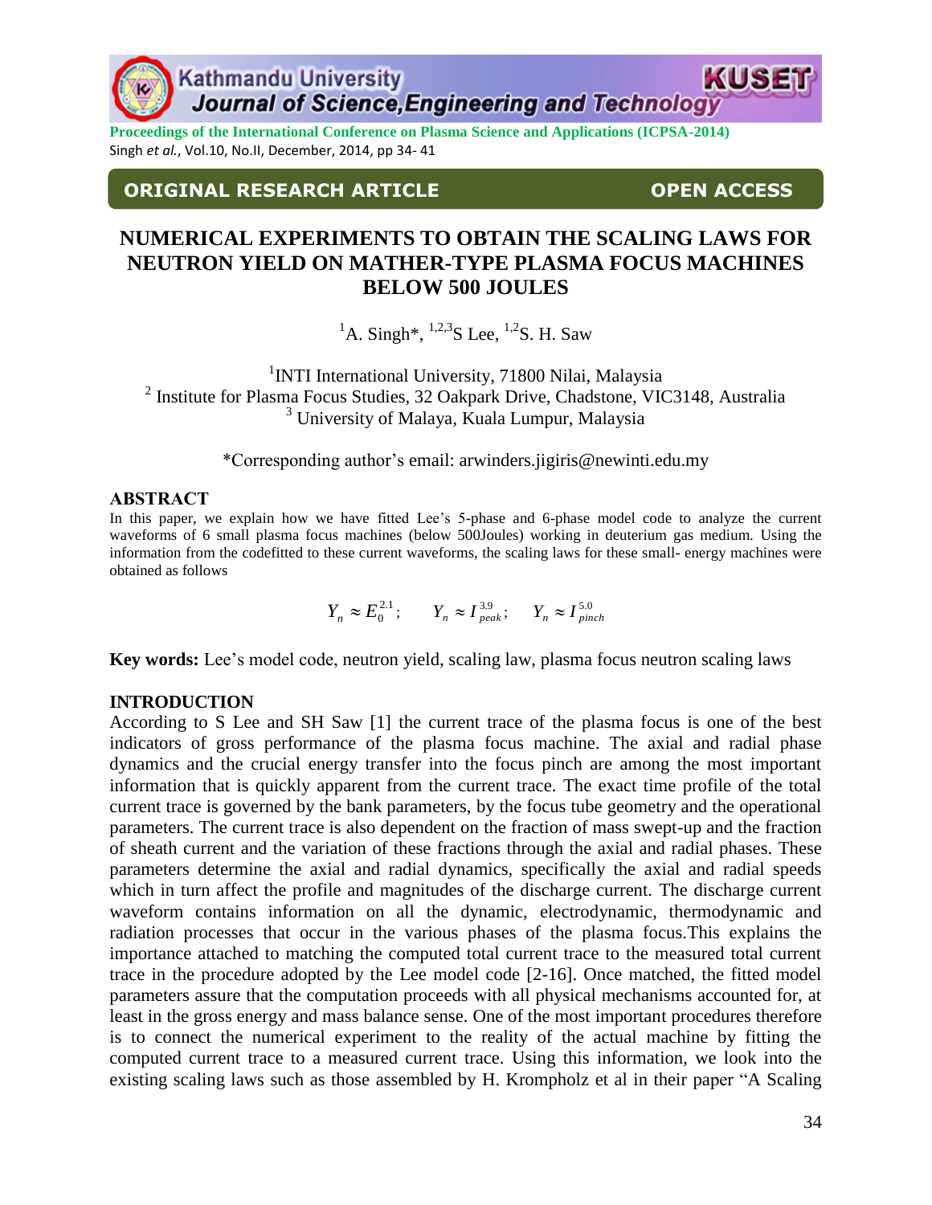**ORIGINAL RESEARCH ARTICLE** **OPEN ACCESS**

# NUMERICAL EXPERIMENTS TO OBTAIN THE SCALING LAWS FOR NEUTRON YIELD ON MATHER-TYPE PLASMA FOCUS MACHINES BELOW 500 JOULES

[1]A. Singh*, [1,2,3]S Lee, [1,2]S. H. Saw

[1]INTI International University, 71800 Nilai, Malaysia
[2] Institute for Plasma Focus Studies, 32 Oakpark Drive, Chadstone, VIC3148, Australia
[3] University of Malaya, Kuala Lumpur, Malaysia

*Corresponding author's email: arwinders.jigiris@newinti.edu.my

## ABSTRACT

In this paper, we explain how we have fitted Lee's 5-phase and 6-phase model code to analyze the current waveforms of 6 small plasma focus machines (below 500Joules) working in deuterium gas medium. Using the information from the codefitted to these current waveforms, the scaling laws for these small- energy machines were obtained as follows

$$Y_n \approx E_0^{2.1}; \qquad Y_n \approx I_{peak}^{3.9}; \qquad Y_n \approx I_{pinch}^{5.0}$$

**Key words:** Lee's model code, neutron yield, scaling law, plasma focus neutron scaling laws

## INTRODUCTION

According to S Lee and SH Saw [1] the current trace of the plasma focus is one of the best indicators of gross performance of the plasma focus machine. The axial and radial phase dynamics and the crucial energy transfer into the focus pinch are among the most important information that is quickly apparent from the current trace. The exact time profile of the total current trace is governed by the bank parameters, by the focus tube geometry and the operational parameters. The current trace is also dependent on the fraction of mass swept-up and the fraction of sheath current and the variation of these fractions through the axial and radial phases. These parameters determine the axial and radial dynamics, specifically the axial and radial speeds which in turn affect the profile and magnitudes of the discharge current. The discharge current waveform contains information on all the dynamic, electrodynamic, thermodynamic and radiation processes that occur in the various phases of the plasma focus.This explains the importance attached to matching the computed total current trace to the measured total current trace in the procedure adopted by the Lee model code [2-16]. Once matched, the fitted model parameters assure that the computation proceeds with all physical mechanisms accounted for, at least in the gross energy and mass balance sense. One of the most important procedures therefore is to connect the numerical experiment to the reality of the actual machine by fitting the computed current trace to a measured current trace. Using this information, we look into the existing scaling laws such as those assembled by H. Krompholz et al in their paper "A Scaling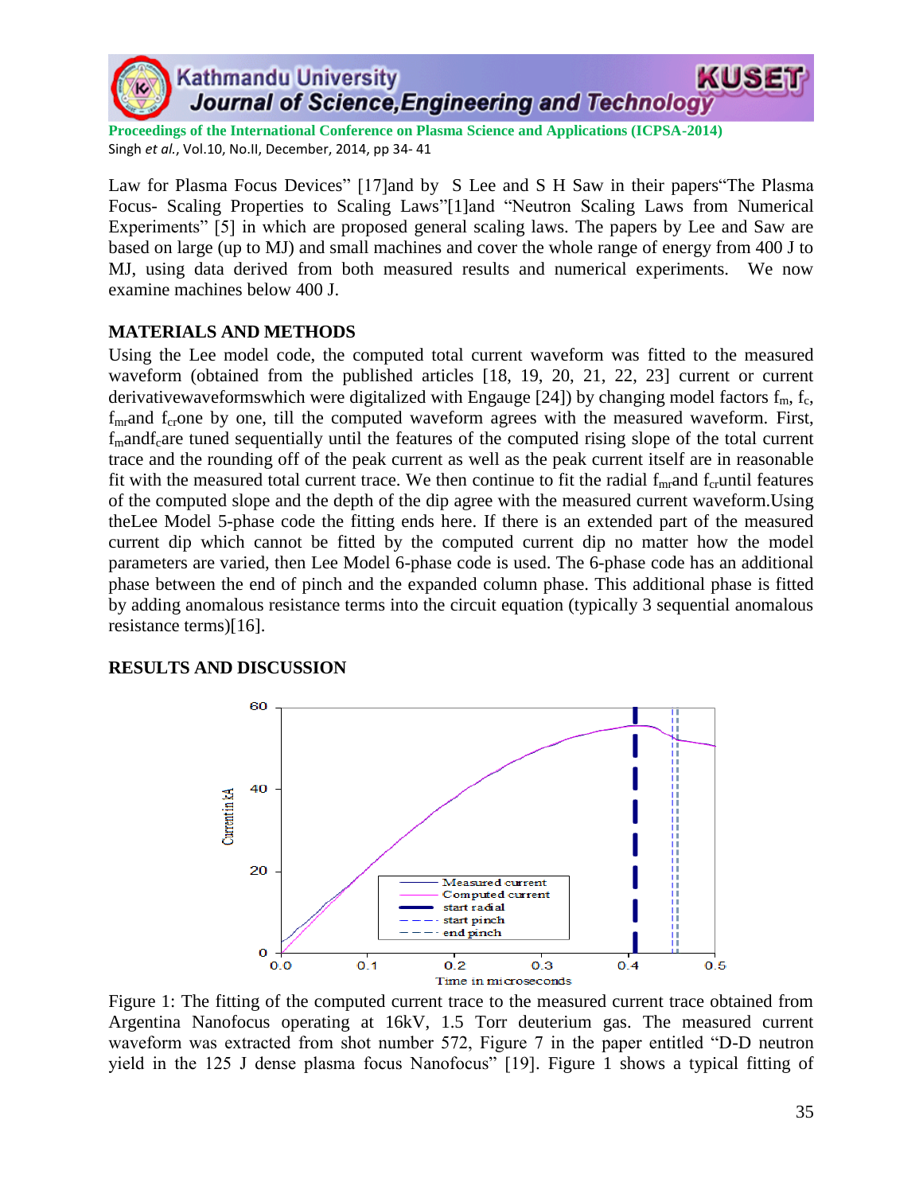Law for Plasma Focus Devices" [17]and by S Lee and S H Saw in their papers"The Plasma Focus- Scaling Properties to Scaling Laws"[1]and "Neutron Scaling Laws from Numerical Experiments" [5] in which are proposed general scaling laws. The papers by Lee and Saw are based on large (up to MJ) and small machines and cover the whole range of energy from 400 J to MJ, using data derived from both measured results and numerical experiments. We now examine machines below 400 J.

## MATERIALS AND METHODS

Using the Lee model code, the computed total current waveform was fitted to the measured waveform (obtained from the published articles [18, 19, 20, 21, 22, 23] current or current derivativewaveformswhich were digitalized with Engauge [24]) by changing model factors $f_m$, $f_c$, $f_{mr}$and $f_{cr}$one by one, till the computed waveform agrees with the measured waveform. First, $f_m$and$f_c$are tuned sequentially until the features of the computed rising slope of the total current trace and the rounding off of the peak current as well as the peak current itself are in reasonable fit with the measured total current trace. We then continue to fit the radial $f_{mr}$and $f_{cr}$until features of the computed slope and the depth of the dip agree with the measured current waveform.Using theLee Model 5-phase code the fitting ends here. If there is an extended part of the measured current dip which cannot be fitted by the computed current dip no matter how the model parameters are varied, then Lee Model 6-phase code is used. The 6-phase code has an additional phase between the end of pinch and the expanded column phase. This additional phase is fitted by adding anomalous resistance terms into the circuit equation (typically 3 sequential anomalous resistance terms)[16].

## RESULTS AND DISCUSSION

Figure 1: The fitting of the computed current trace to the measured current trace obtained from Argentina Nanofocus operating at 16kV, 1.5 Torr deuterium gas. The measured current waveform was extracted from shot number 572, Figure 7 in the paper entitled "D-D neutron yield in the 125 J dense plasma focus Nanofocus" [19]. Figure 1 shows a typical fitting of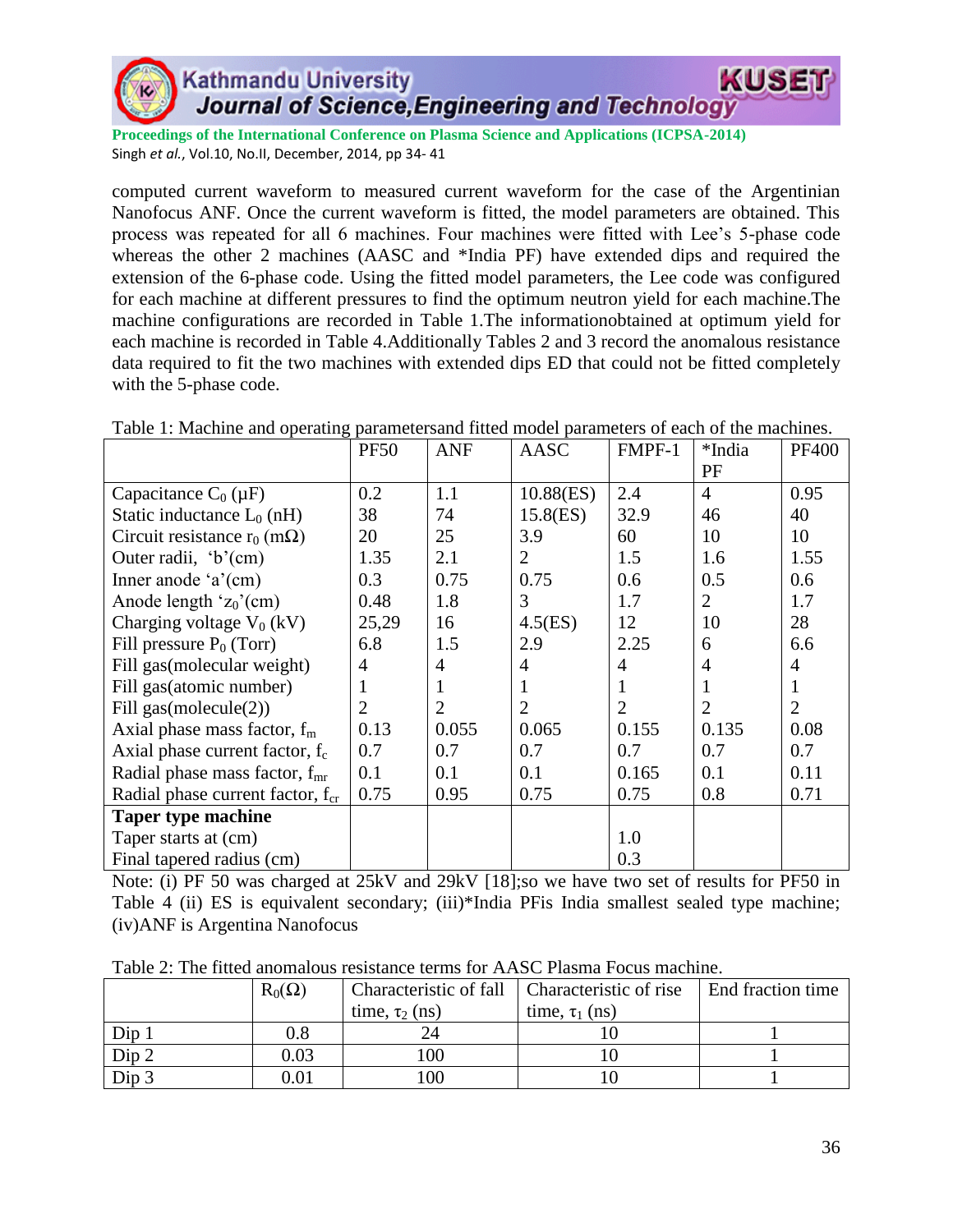computed current waveform to measured current waveform for the case of the Argentinian Nanofocus ANF. Once the current waveform is fitted, the model parameters are obtained. This process was repeated for all 6 machines. Four machines were fitted with Lee's 5-phase code whereas the other 2 machines (AASC and *India PF) have extended dips and required the extension of the 6-phase code. Using the fitted model parameters, the Lee code was configured for each machine at different pressures to find the optimum neutron yield for each machine.The machine configurations are recorded in Table 1.The informationobtained at optimum yield for each machine is recorded in Table 4.Additionally Tables 2 and 3 record the anomalous resistance data required to fit the two machines with extended dips ED that could not be fitted completely with the 5-phase code.

Table 1: Machine and operating parametersand fitted model parameters of each of the machines.

| | PF50 | ANF | AASC | FMPF-1 | *India PF | PF400 |
|---|---|---|---|---|---|---|
| Capacitance $C_0$ (μF) | 0.2 | 1.1 | 10.88(ES) | 2.4 | 4 | 0.95 |
| Static inductance $L_0$ (nH) | 38 | 74 | 15.8(ES) | 32.9 | 46 | 40 |
| Circuit resistance $r_0$ (mΩ) | 20 | 25 | 3.9 | 60 | 10 | 10 |
| Outer radii, 'b'(cm) | 1.35 | 2.1 | 2 | 1.5 | 1.6 | 1.55 |
| Inner anode 'a'(cm) | 0.3 | 0.75 | 0.75 | 0.6 | 0.5 | 0.6 |
| Anode length '$z_0$'(cm) | 0.48 | 1.8 | 3 | 1.7 | 2 | 1.7 |
| Charging voltage $V_0$ (kV) | 25,29 | 16 | 4.5(ES) | 12 | 10 | 28 |
| Fill pressure $P_0$ (Torr) | 6.8 | 1.5 | 2.9 | 2.25 | 6 | 6.6 |
| Fill gas(molecular weight) | 4 | 4 | 4 | 4 | 4 | 4 |
| Fill gas(atomic number) | 1 | 1 | 1 | 1 | 1 | 1 |
| Fill gas(molecule(2)) | 2 | 2 | 2 | 2 | 2 | 2 |
| Axial phase mass factor, $f_m$ | 0.13 | 0.055 | 0.065 | 0.155 | 0.135 | 0.08 |
| Axial phase current factor, $f_c$ | 0.7 | 0.7 | 0.7 | 0.7 | 0.7 | 0.7 |
| Radial phase mass factor, $f_{mr}$ | 0.1 | 0.1 | 0.1 | 0.165 | 0.1 | 0.11 |
| Radial phase current factor, $f_{cr}$ | 0.75 | 0.95 | 0.75 | 0.75 | 0.8 | 0.71 |
| **Taper type machine** | | | | | | |
| Taper starts at (cm) | | | | 1.0 | | |
| Final tapered radius (cm) | | | | 0.3 | | |

Note: (i) PF 50 was charged at 25kV and 29kV [18];so we have two set of results for PF50 in Table 4 (ii) ES is equivalent secondary; (iii)*India PFis India smallest sealed type machine; (iv)ANF is Argentina Nanofocus

Table 2: The fitted anomalous resistance terms for AASC Plasma Focus machine.

| | $R_0$(Ω) | Characteristic of fall time, $\tau_2$ (ns) | Characteristic of rise time, $\tau_1$ (ns) | End fraction time |
|---|---|---|---|---|
| Dip 1 | 0.8 | 24 | 10 | 1 |
| Dip 2 | 0.03 | 100 | 10 | 1 |
| Dip 3 | 0.01 | 100 | 10 | 1 |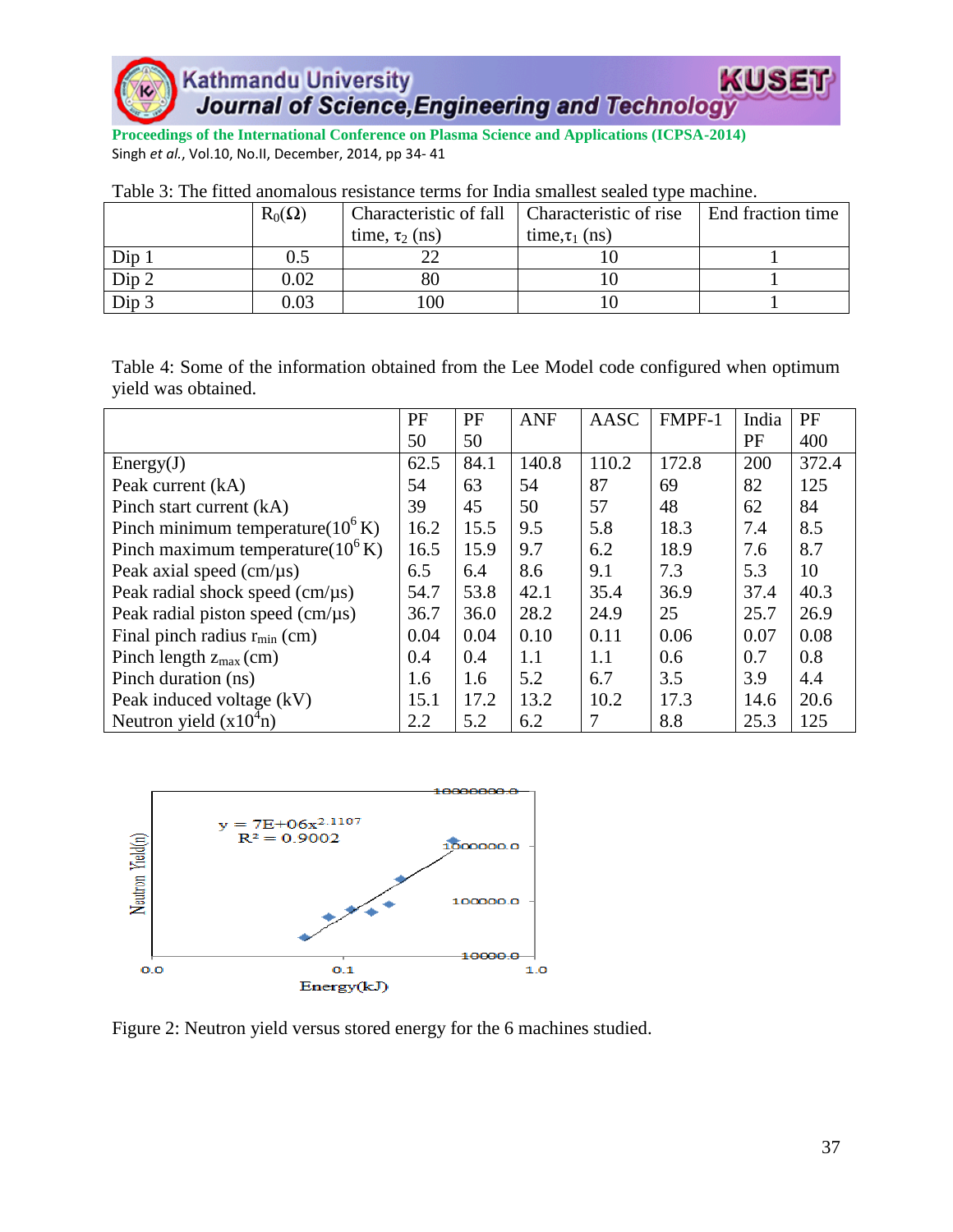Table 3: The fitted anomalous resistance terms for India smallest sealed type machine.

| | $R_0(\Omega)$ | Characteristic of fall time, $\tau_2$ (ns) | Characteristic of rise time, $\tau_1$ (ns) | End fraction time |
|---|---|---|---|---|
| Dip 1 | 0.5 | 22 | 10 | 1 |
| Dip 2 | 0.02 | 80 | 10 | 1 |
| Dip 3 | 0.03 | 100 | 10 | 1 |

Table 4: Some of the information obtained from the Lee Model code configured when optimum yield was obtained.

| | PF 50 | PF 50 | ANF | AASC | FMPF-1 | India PF | PF 400 |
|---|---|---|---|---|---|---|---|
| Energy(J) | 62.5 | 84.1 | 140.8 | 110.2 | 172.8 | 200 | 372.4 |
| Peak current (kA) | 54 | 63 | 54 | 87 | 69 | 82 | 125 |
| Pinch start current (kA) | 39 | 45 | 50 | 57 | 48 | 62 | 84 |
| Pinch minimum temperature($10^6$ K) | 16.2 | 15.5 | 9.5 | 5.8 | 18.3 | 7.4 | 8.5 |
| Pinch maximum temperature($10^6$ K) | 16.5 | 15.9 | 9.7 | 6.2 | 18.9 | 7.6 | 8.7 |
| Peak axial speed (cm/μs) | 6.5 | 6.4 | 8.6 | 9.1 | 7.3 | 5.3 | 10 |
| Peak radial shock speed (cm/μs) | 54.7 | 53.8 | 42.1 | 35.4 | 36.9 | 37.4 | 40.3 |
| Peak radial piston speed (cm/μs) | 36.7 | 36.0 | 28.2 | 24.9 | 25 | 25.7 | 26.9 |
| Final pinch radius $r_{min}$ (cm) | 0.04 | 0.04 | 0.10 | 0.11 | 0.06 | 0.07 | 0.08 |
| Pinch length $z_{max}$ (cm) | 0.4 | 0.4 | 1.1 | 1.1 | 0.6 | 0.7 | 0.8 |
| Pinch duration (ns) | 1.6 | 1.6 | 5.2 | 6.7 | 3.5 | 3.9 | 4.4 |
| Peak induced voltage (kV) | 15.1 | 17.2 | 13.2 | 10.2 | 17.3 | 14.6 | 20.6 |
| Neutron yield ($x10^4$n) | 2.2 | 5.2 | 6.2 | 7 | 8.8 | 25.3 | 125 |

Figure 2: Neutron yield versus stored energy for the 6 machines studied.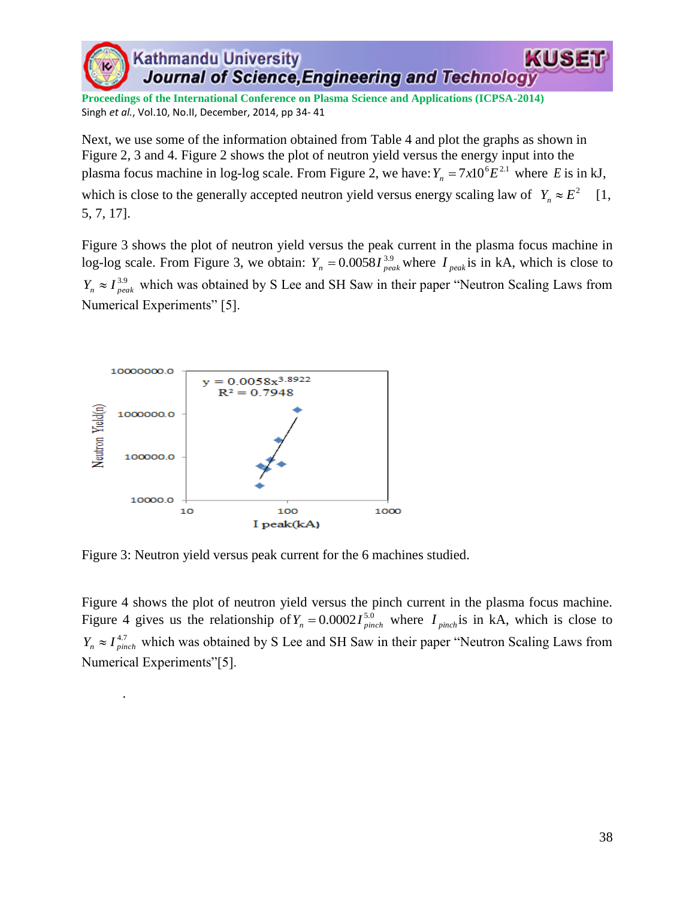Next, we use some of the information obtained from Table 4 and plot the graphs as shown in Figure 2, 3 and 4. Figure 2 shows the plot of neutron yield versus the energy input into the plasma focus machine in log-log scale. From Figure 2, we have: $Y_n = 7x10^6 E^{2.1}$ where $E$ is in kJ, which is close to the generally accepted neutron yield versus energy scaling law of $Y_n \approx E^2$ [1, 5, 7, 17].

Figure 3 shows the plot of neutron yield versus the peak current in the plasma focus machine in log-log scale. From Figure 3, we obtain: $Y_n = 0.0058 I_{peak}^{3.9}$ where $I_{peak}$ is in kA, which is close to $Y_n \approx I_{peak}^{3.9}$ which was obtained by S Lee and SH Saw in their paper "Neutron Scaling Laws from Numerical Experiments" [5].

Figure 3: Neutron yield versus peak current for the 6 machines studied.

Figure 4 shows the plot of neutron yield versus the pinch current in the plasma focus machine. Figure 4 gives us the relationship of $Y_n = 0.0002 I_{pinch}^{5.0}$ where $I_{pinch}$ is in kA, which is close to $Y_n \approx I_{pinch}^{4.7}$ which was obtained by S Lee and SH Saw in their paper "Neutron Scaling Laws from Numerical Experiments"[5].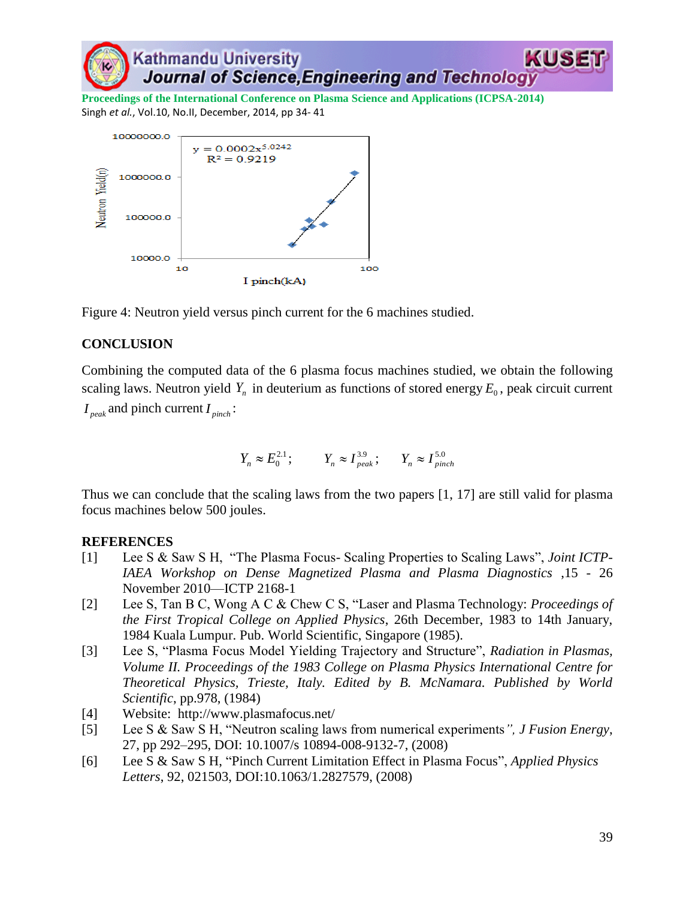Figure 4: Neutron yield versus pinch current for the 6 machines studied.

## CONCLUSION

Combining the computed data of the 6 plasma focus machines studied, we obtain the following scaling laws. Neutron yield $Y_n$ in deuterium as functions of stored energy $E_0$, peak circuit current $I_{peak}$ and pinch current $I_{pinch}$:

$$Y_n \approx E_0^{2.1}; \qquad Y_n \approx I_{peak}^{3.9}; \qquad Y_n \approx I_{pinch}^{5.0}$$

Thus we can conclude that the scaling laws from the two papers [1, 17] are still valid for plasma focus machines below 500 joules.

## REFERENCES

[1] Lee S & Saw S H, "The Plasma Focus- Scaling Properties to Scaling Laws", *Joint ICTP-IAEA Workshop on Dense Magnetized Plasma and Plasma Diagnostics* ,15 - 26 November 2010—ICTP 2168-1

[2] Lee S, Tan B C, Wong A C & Chew C S, "Laser and Plasma Technology: *Proceedings of the First Tropical College on Applied Physics*, 26th December, 1983 to 14th January, 1984 Kuala Lumpur. Pub. World Scientific, Singapore (1985).

[3] Lee S, "Plasma Focus Model Yielding Trajectory and Structure", *Radiation in Plasmas, Volume II. Proceedings of the 1983 College on Plasma Physics International Centre for Theoretical Physics, Trieste, Italy. Edited by B. McNamara. Published by World Scientific*, pp.978, (1984)

[4] Website: http://www.plasmafocus.net/

[5] Lee S & Saw S H, "Neutron scaling laws from numerical experiments", *J Fusion Energy*, 27, pp 292–295, DOI: 10.1007/s 10894-008-9132-7, (2008)

[6] Lee S & Saw S H, "Pinch Current Limitation Effect in Plasma Focus", *Applied Physics Letters*, 92, 021503, DOI:10.1063/1.2827579, (2008)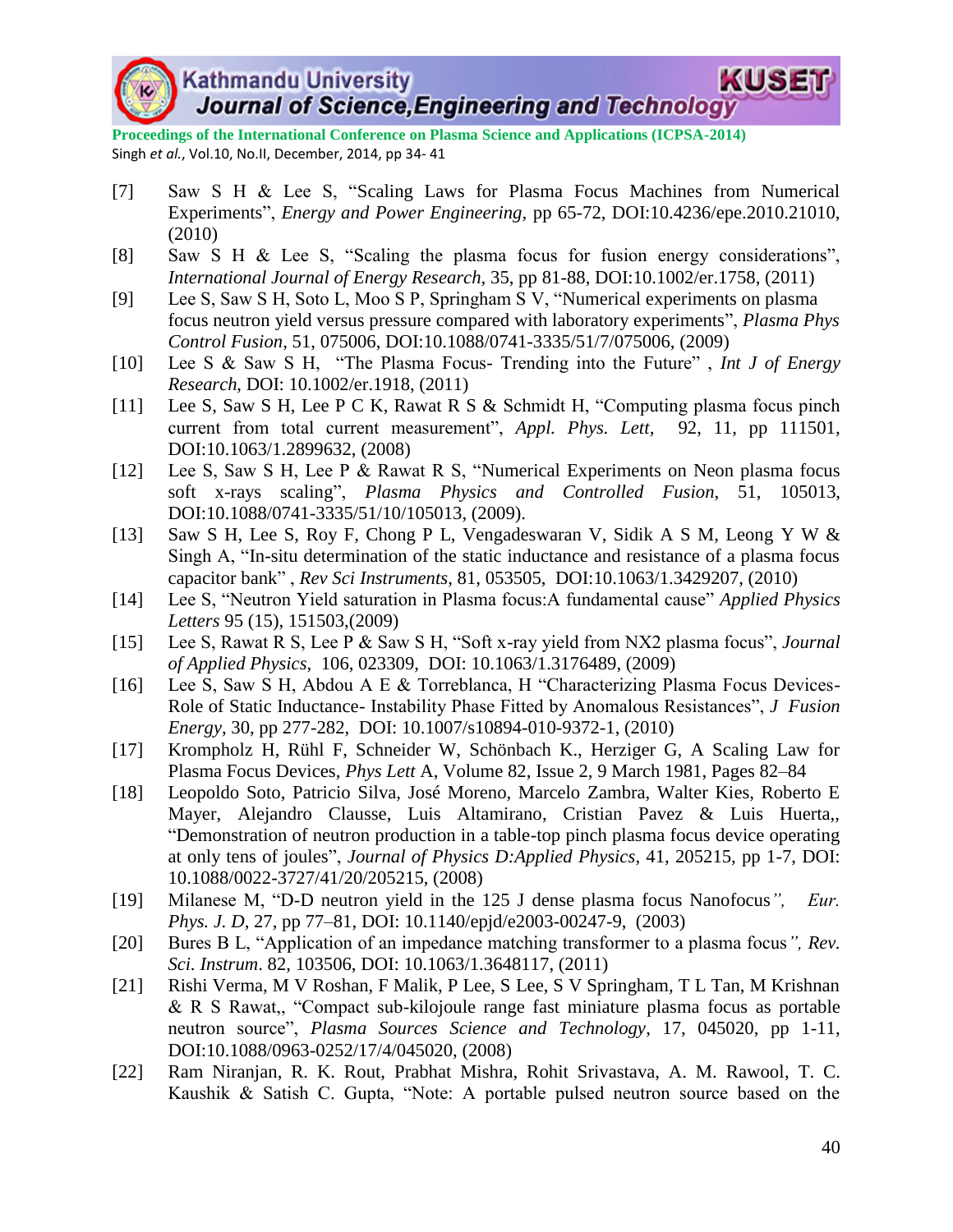[7] Saw S H & Lee S, "Scaling Laws for Plasma Focus Machines from Numerical Experiments", *Energy and Power Engineering,* pp 65-72, DOI:10.4236/epe.2010.21010, (2010)

[8] Saw S H & Lee S, "Scaling the plasma focus for fusion energy considerations", *International Journal of Energy Research,* 35, pp 81-88, DOI:10.1002/er.1758, (2011)

[9] Lee S, Saw S H, Soto L, Moo S P, Springham S V, "Numerical experiments on plasma focus neutron yield versus pressure compared with laboratory experiments", *Plasma Phys Control Fusion*, 51, 075006, DOI:10.1088/0741-3335/51/7/075006, (2009)

[10] Lee S & Saw S H, "The Plasma Focus- Trending into the Future" , *Int J of Energy Research*, DOI: 10.1002/er.1918, (2011)

[11] Lee S, Saw S H, Lee P C K, Rawat R S & Schmidt H, "Computing plasma focus pinch current from total current measurement", *Appl. Phys. Lett,* 92, 11, pp 111501, DOI:10.1063/1.2899632, (2008)

[12] Lee S, Saw S H, Lee P & Rawat R S, "Numerical Experiments on Neon plasma focus soft x-rays scaling", *Plasma Physics and Controlled Fusion*, 51, 105013, DOI:10.1088/0741-3335/51/10/105013, (2009).

[13] Saw S H, Lee S, Roy F, Chong P L, Vengadeswaran V, Sidik A S M, Leong Y W & Singh A, "In-situ determination of the static inductance and resistance of a plasma focus capacitor bank" , *Rev Sci Instruments*, 81, 053505, DOI:10.1063/1.3429207, (2010)

[14] Lee S, "Neutron Yield saturation in Plasma focus:A fundamental cause" *Applied Physics Letters* 95 (15), 151503,(2009)

[15] Lee S, Rawat R S, Lee P & Saw S H, "Soft x-ray yield from NX2 plasma focus", *Journal of Applied Physics*, 106, 023309, DOI: 10.1063/1.3176489, (2009)

[16] Lee S, Saw S H, Abdou A E & Torreblanca, H "Characterizing Plasma Focus Devices- Role of Static Inductance- Instability Phase Fitted by Anomalous Resistances", *J Fusion Energy*, 30, pp 277-282, DOI: 10.1007/s10894-010-9372-1, (2010)

[17] Krompholz H, Rühl F, Schneider W, Schönbach K., Herziger G, A Scaling Law for Plasma Focus Devices, *Phys Lett* A, Volume 82, Issue 2, 9 March 1981, Pages 82–84

[18] Leopoldo Soto, Patricio Silva, José Moreno, Marcelo Zambra, Walter Kies, Roberto E Mayer, Alejandro Clausse, Luis Altamirano, Cristian Pavez & Luis Huerta,, "Demonstration of neutron production in a table-top pinch plasma focus device operating at only tens of joules", *Journal of Physics D:Applied Physics*, 41, 205215, pp 1-7, DOI: 10.1088/0022-3727/41/20/205215, (2008)

[19] Milanese M, "D-D neutron yield in the 125 J dense plasma focus Nanofocus", *Eur. Phys. J. D*, 27, pp 77–81, DOI: 10.1140/epjd/e2003-00247-9, (2003)

[20] Bures B L, "Application of an impedance matching transformer to a plasma focus", *Rev. Sci. Instrum*. 82, 103506, DOI: 10.1063/1.3648117, (2011)

[21] Rishi Verma, M V Roshan, F Malik, P Lee, S Lee, S V Springham, T L Tan, M Krishnan & R S Rawat,, "Compact sub-kilojoule range fast miniature plasma focus as portable neutron source", *Plasma Sources Science and Technology*, 17, 045020, pp 1-11, DOI:10.1088/0963-0252/17/4/045020, (2008)

[22] Ram Niranjan, R. K. Rout, Prabhat Mishra, Rohit Srivastava, A. M. Rawool, T. C. Kaushik & Satish C. Gupta, "Note: A portable pulsed neutron source based on the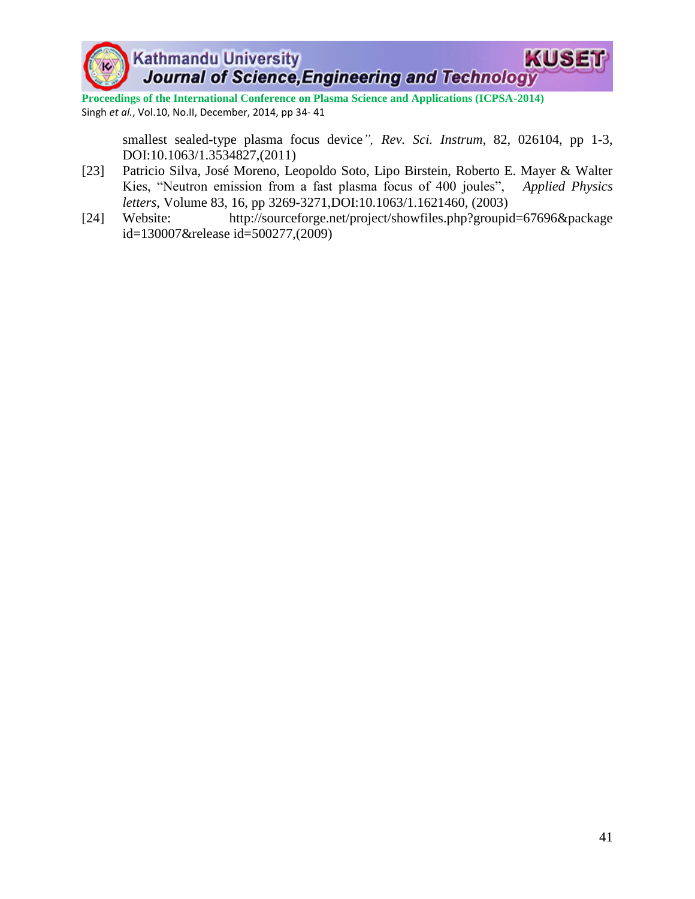smallest sealed-type plasma focus device*", Rev. Sci. Instrum*, 82, 026104, pp 1-3, DOI:10.1063/1.3534827,(2011)

[23] Patricio Silva, José Moreno, Leopoldo Soto, Lipo Birstein, Roberto E. Mayer & Walter Kies, "Neutron emission from a fast plasma focus of 400 joules", *Applied Physics letters*, Volume 83, 16, pp 3269-3271,DOI:10.1063/1.1621460, (2003)

[24] Website: http://sourceforge.net/project/showfiles.php?groupid=67696&package id=130007&release id=500277,(2009)